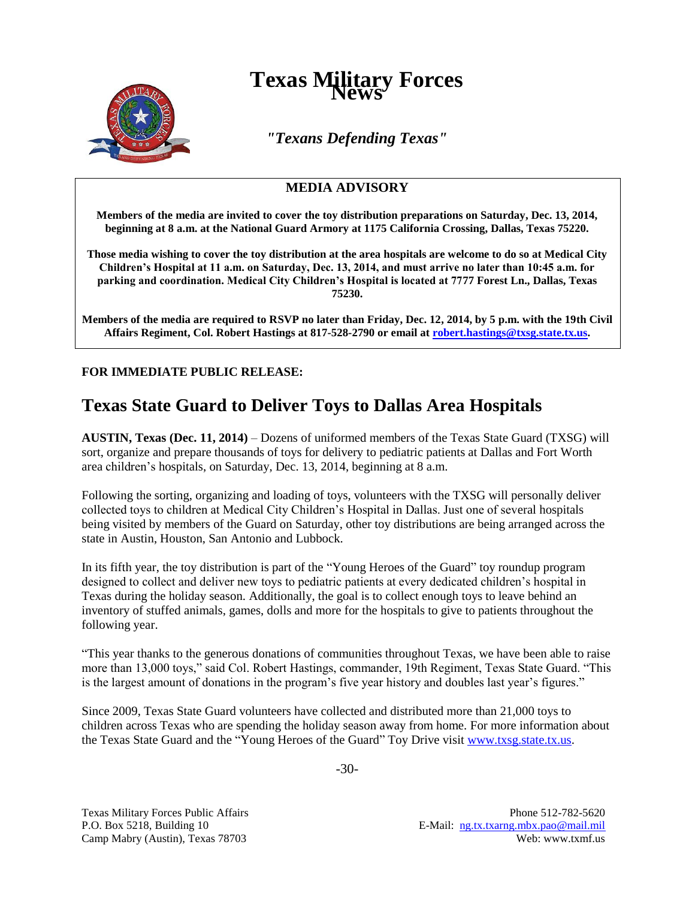# Texas Military Forces News

*"Texans Defending Texas"*

## MEDIA ADVISORY

**Members of the media are invited to cover the toy distribution preparations on Saturday, Dec. 13, 2014, beginning at 8 a.m. at the National Guard Armory at 1175 California Crossing, Dallas, Texas 75220.**

**Those media wishing to cover the toy distribution at the area hospitals are welcome to do so at Medical City Children's Hospital at 11 a.m. on Saturday, Dec. 13, 2014, and must arrive no later than 10:45 a.m. for parking and coordination. Medical City Children's Hospital is located at 7777 Forest Ln., Dallas, Texas 75230.**

**Members of the media are required to RSVP no later than Friday, Dec. 12, 2014, by 5 p.m. with the 19th Civil Affairs Regiment, Col. Robert Hastings at 817-528-2790 or email at robert.hastings@txsg.state.tx.us.**

**FOR IMMEDIATE PUBLIC RELEASE:**

## Texas State Guard to Deliver Toys to Dallas Area Hospitals

**AUSTIN, Texas (Dec. 11, 2014)** – Dozens of uniformed members of the Texas State Guard (TXSG) will sort, organize and prepare thousands of toys for delivery to pediatric patients at Dallas and Fort Worth area children's hospitals, on Saturday, Dec. 13, 2014, beginning at 8 a.m.

Following the sorting, organizing and loading of toys, volunteers with the TXSG will personally deliver collected toys to children at Medical City Children's Hospital in Dallas. Just one of several hospitals being visited by members of the Guard on Saturday, other toy distributions are being arranged across the state in Austin, Houston, San Antonio and Lubbock.

In its fifth year, the toy distribution is part of the "Young Heroes of the Guard" toy roundup program designed to collect and deliver new toys to pediatric patients at every dedicated children's hospital in Texas during the holiday season. Additionally, the goal is to collect enough toys to leave behind an inventory of stuffed animals, games, dolls and more for the hospitals to give to patients throughout the following year.

"This year thanks to the generous donations of communities throughout Texas, we have been able to raise more than 13,000 toys," said Col. Robert Hastings, commander, 19th Regiment, Texas State Guard. "This is the largest amount of donations in the program's five year history and doubles last year's figures."

Since 2009, Texas State Guard volunteers have collected and distributed more than 21,000 toys to children across Texas who are spending the holiday season away from home. For more information about the Texas State Guard and the "Young Heroes of the Guard" Toy Drive visit www.txsg.state.tx.us.

-30-

Texas Military Forces Public Affairs
P.O. Box 5218, Building 10
Camp Mabry (Austin), Texas 78703

Phone 512-782-5620
E-Mail: ng.tx.txarng.mbx.pao@mail.mil
Web: www.txmf.us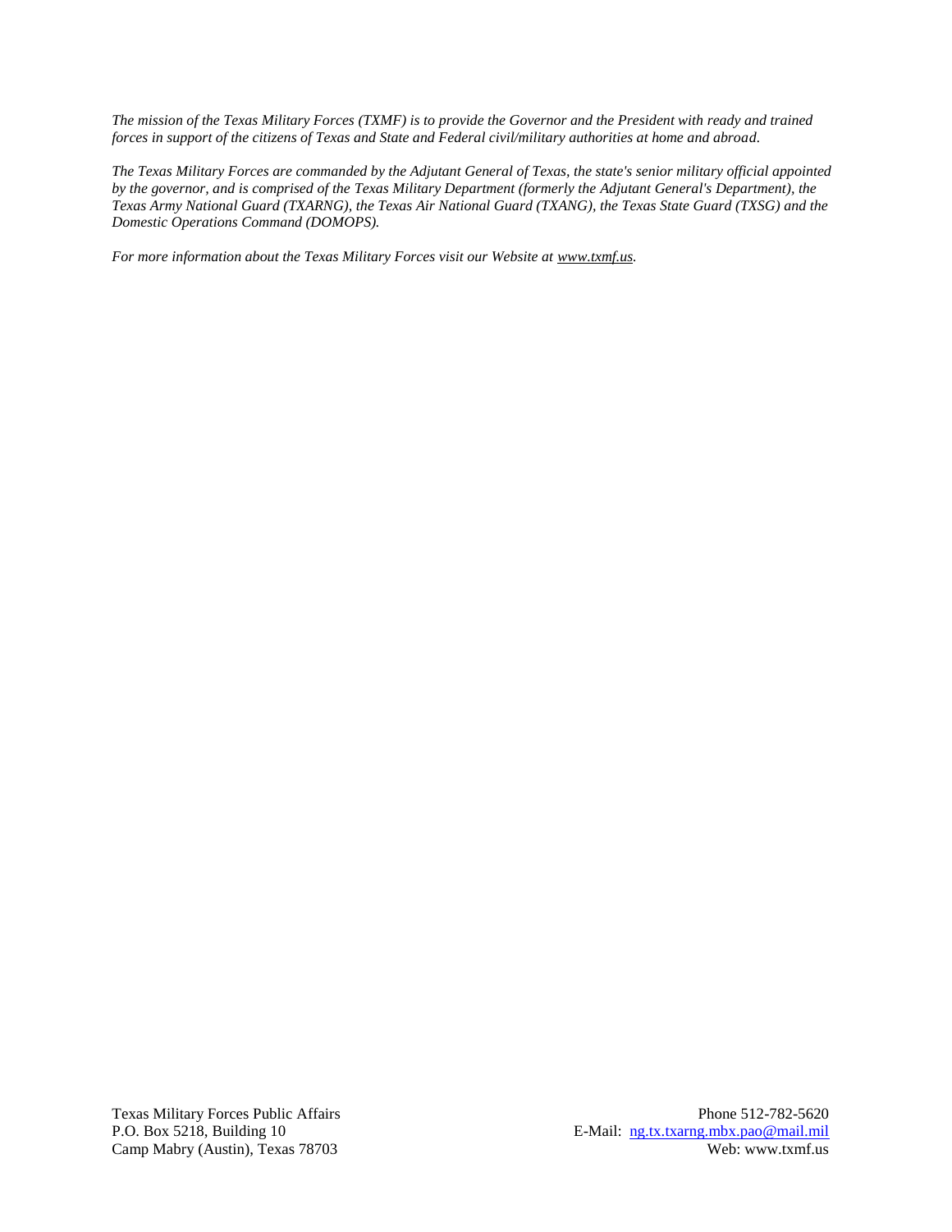*The mission of the Texas Military Forces (TXMF) is to provide the Governor and the President with ready and trained forces in support of the citizens of Texas and State and Federal civil/military authorities at home and abroad.*

*The Texas Military Forces are commanded by the Adjutant General of Texas, the state's senior military official appointed by the governor, and is comprised of the Texas Military Department (formerly the Adjutant General's Department), the Texas Army National Guard (TXARNG), the Texas Air National Guard (TXANG), the Texas State Guard (TXSG) and the Domestic Operations Command (DOMOPS).*

*For more information about the Texas Military Forces visit our Website at www.txmf.us.*

Texas Military Forces Public Affairs
P.O. Box 5218, Building 10
Camp Mabry (Austin), Texas 78703

Phone 512-782-5620
E-Mail: ng.tx.txarng.mbx.pao@mail.mil
Web: www.txmf.us